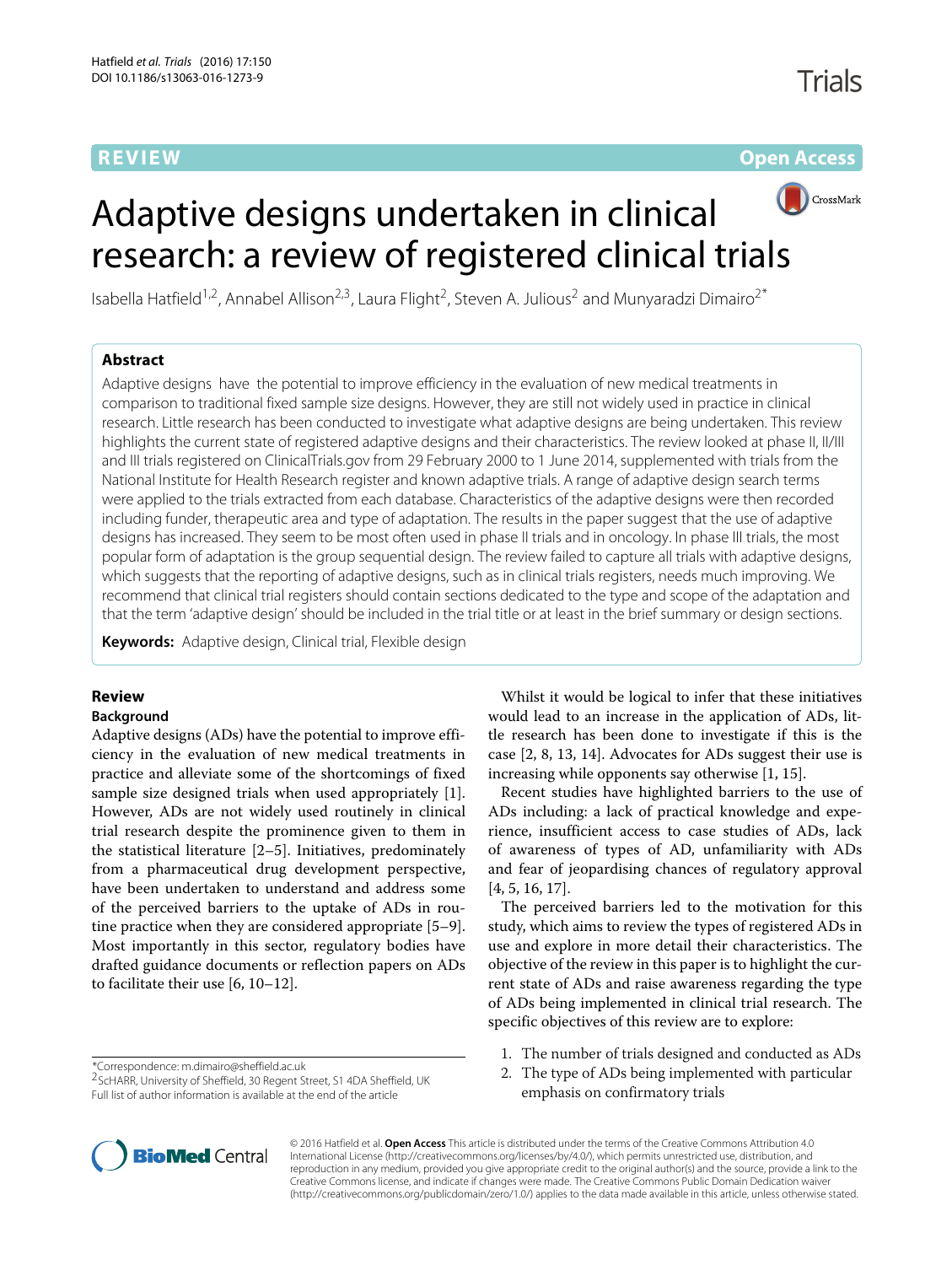REVIEW

Open Access

# Adaptive designs undertaken in clinical research: a review of registered clinical trials

Isabella Hatfield[1,2], Annabel Allison[2,3], Laura Flight[2], Steven A. Julious[2] and Munyaradzi Dimairo[2*]

## Abstract

Adaptive designs have the potential to improve efficiency in the evaluation of new medical treatments in comparison to traditional fixed sample size designs. However, they are still not widely used in practice in clinical research. Little research has been conducted to investigate what adaptive designs are being undertaken. This review highlights the current state of registered adaptive designs and their characteristics. The review looked at phase II, II/III and III trials registered on ClinicalTrials.gov from 29 February 2000 to 1 June 2014, supplemented with trials from the National Institute for Health Research register and known adaptive trials. A range of adaptive design search terms were applied to the trials extracted from each database. Characteristics of the adaptive designs were then recorded including funder, therapeutic area and type of adaptation. The results in the paper suggest that the use of adaptive designs has increased. They seem to be most often used in phase II trials and in oncology. In phase III trials, the most popular form of adaptation is the group sequential design. The review failed to capture all trials with adaptive designs, which suggests that the reporting of adaptive designs, such as in clinical trials registers, needs much improving. We recommend that clinical trial registers should contain sections dedicated to the type and scope of the adaptation and that the term 'adaptive design' should be included in the trial title or at least in the brief summary or design sections.

**Keywords:** Adaptive design, Clinical trial, Flexible design

## Review

### Background

Adaptive designs (ADs) have the potential to improve efficiency in the evaluation of new medical treatments in practice and alleviate some of the shortcomings of fixed sample size designed trials when used appropriately [1]. However, ADs are not widely used routinely in clinical trial research despite the prominence given to them in the statistical literature [2–5]. Initiatives, predominately from a pharmaceutical drug development perspective, have been undertaken to understand and address some of the perceived barriers to the uptake of ADs in routine practice when they are considered appropriate [5–9]. Most importantly in this sector, regulatory bodies have drafted guidance documents or reflection papers on ADs to facilitate their use [6, 10–12].

Whilst it would be logical to infer that these initiatives would lead to an increase in the application of ADs, little research has been done to investigate if this is the case [2, 8, 13, 14]. Advocates for ADs suggest their use is increasing while opponents say otherwise [1, 15].

Recent studies have highlighted barriers to the use of ADs including: a lack of practical knowledge and experience, insufficient access to case studies of ADs, lack of awareness of types of AD, unfamiliarity with ADs and fear of jeopardising chances of regulatory approval [4, 5, 16, 17].

The perceived barriers led to the motivation for this study, which aims to review the types of registered ADs in use and explore in more detail their characteristics. The objective of the review in this paper is to highlight the current state of ADs and raise awareness regarding the type of ADs being implemented in clinical trial research. The specific objectives of this review are to explore:

1. The number of trials designed and conducted as ADs
2. The type of ADs being implemented with particular emphasis on confirmatory trials

*Correspondence: m.dimairo@sheffield.ac.uk
[2]ScHARR, University of Sheffield, 30 Regent Street, S1 4DA Sheffield, UK
Full list of author information is available at the end of the article

© 2016 Hatfield et al. **Open Access** This article is distributed under the terms of the Creative Commons Attribution 4.0 International License (http://creativecommons.org/licenses/by/4.0/), which permits unrestricted use, distribution, and reproduction in any medium, provided you give appropriate credit to the original author(s) and the source, provide a link to the Creative Commons license, and indicate if changes were made. The Creative Commons Public Domain Dedication waiver (http://creativecommons.org/publicdomain/zero/1.0/) applies to the data made available in this article, unless otherwise stated.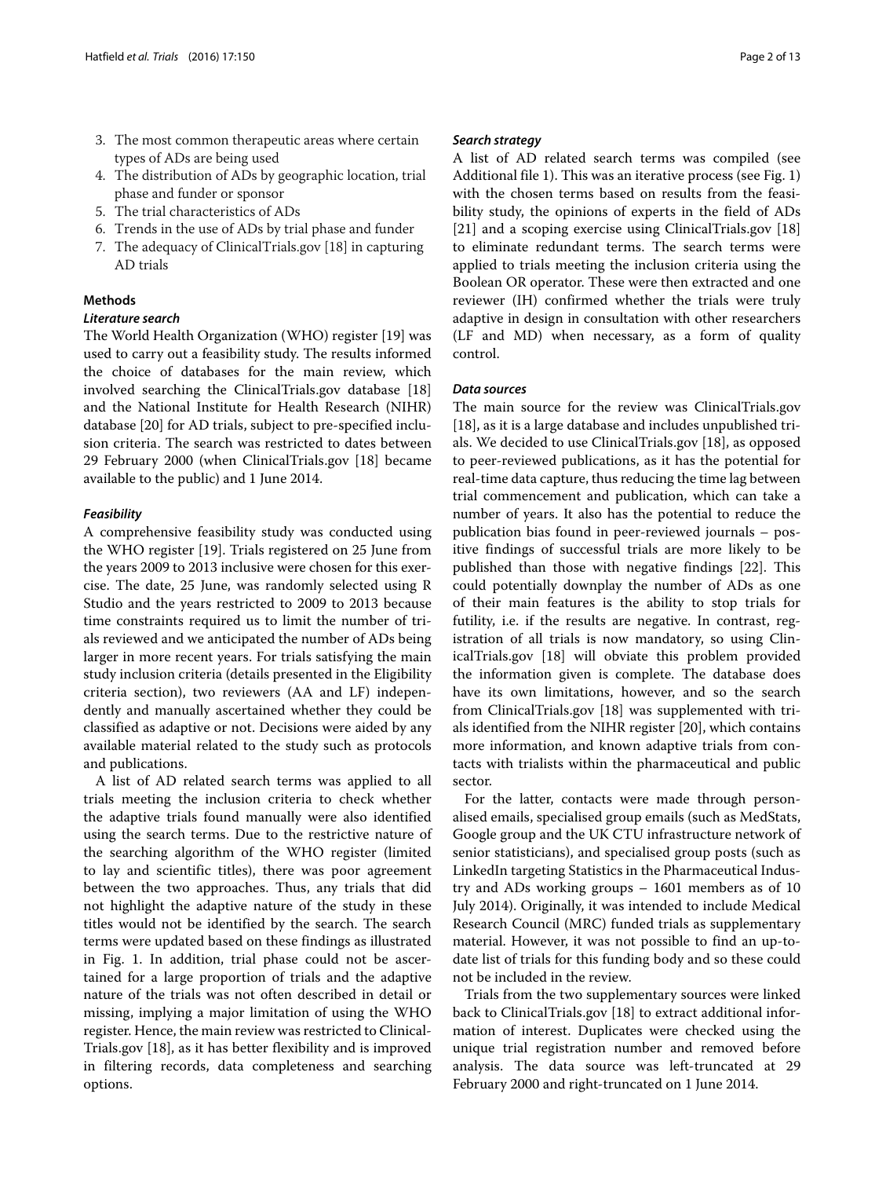3. The most common therapeutic areas where certain types of ADs are being used
4. The distribution of ADs by geographic location, trial phase and funder or sponsor
5. The trial characteristics of ADs
6. Trends in the use of ADs by trial phase and funder
7. The adequacy of ClinicalTrials.gov [18] in capturing AD trials

## Methods

### Literature search

The World Health Organization (WHO) register [19] was used to carry out a feasibility study. The results informed the choice of databases for the main review, which involved searching the ClinicalTrials.gov database [18] and the National Institute for Health Research (NIHR) database [20] for AD trials, subject to pre-specified inclusion criteria. The search was restricted to dates between 29 February 2000 (when ClinicalTrials.gov [18] became available to the public) and 1 June 2014.

### Feasibility

A comprehensive feasibility study was conducted using the WHO register [19]. Trials registered on 25 June from the years 2009 to 2013 inclusive were chosen for this exercise. The date, 25 June, was randomly selected using R Studio and the years restricted to 2009 to 2013 because time constraints required us to limit the number of trials reviewed and we anticipated the number of ADs being larger in more recent years. For trials satisfying the main study inclusion criteria (details presented in the Eligibility criteria section), two reviewers (AA and LF) independently and manually ascertained whether they could be classified as adaptive or not. Decisions were aided by any available material related to the study such as protocols and publications.

A list of AD related search terms was applied to all trials meeting the inclusion criteria to check whether the adaptive trials found manually were also identified using the search terms. Due to the restrictive nature of the searching algorithm of the WHO register (limited to lay and scientific titles), there was poor agreement between the two approaches. Thus, any trials that did not highlight the adaptive nature of the study in these titles would not be identified by the search. The search terms were updated based on these findings as illustrated in Fig. 1. In addition, trial phase could not be ascertained for a large proportion of trials and the adaptive nature of the trials was not often described in detail or missing, implying a major limitation of using the WHO register. Hence, the main review was restricted to ClinicalTrials.gov [18], as it has better flexibility and is improved in filtering records, data completeness and searching options.

### Search strategy

A list of AD related search terms was compiled (see Additional file 1). This was an iterative process (see Fig. 1) with the chosen terms based on results from the feasibility study, the opinions of experts in the field of ADs [21] and a scoping exercise using ClinicalTrials.gov [18] to eliminate redundant terms. The search terms were applied to trials meeting the inclusion criteria using the Boolean OR operator. These were then extracted and one reviewer (IH) confirmed whether the trials were truly adaptive in design in consultation with other researchers (LF and MD) when necessary, as a form of quality control.

### Data sources

The main source for the review was ClinicalTrials.gov [18], as it is a large database and includes unpublished trials. We decided to use ClinicalTrials.gov [18], as opposed to peer-reviewed publications, as it has the potential for real-time data capture, thus reducing the time lag between trial commencement and publication, which can take a number of years. It also has the potential to reduce the publication bias found in peer-reviewed journals – positive findings of successful trials are more likely to be published than those with negative findings [22]. This could potentially downplay the number of ADs as one of their main features is the ability to stop trials for futility, i.e. if the results are negative. In contrast, registration of all trials is now mandatory, so using ClinicalTrials.gov [18] will obviate this problem provided the information given is complete. The database does have its own limitations, however, and so the search from ClinicalTrials.gov [18] was supplemented with trials identified from the NIHR register [20], which contains more information, and known adaptive trials from contacts with trialists within the pharmaceutical and public sector.

For the latter, contacts were made through personalised emails, specialised group emails (such as MedStats, Google group and the UK CTU infrastructure network of senior statisticians), and specialised group posts (such as LinkedIn targeting Statistics in the Pharmaceutical Industry and ADs working groups – 1601 members as of 10 July 2014). Originally, it was intended to include Medical Research Council (MRC) funded trials as supplementary material. However, it was not possible to find an up-to-date list of trials for this funding body and so these could not be included in the review.

Trials from the two supplementary sources were linked back to ClinicalTrials.gov [18] to extract additional information of interest. Duplicates were checked using the unique trial registration number and removed before analysis. The data source was left-truncated at 29 February 2000 and right-truncated on 1 June 2014.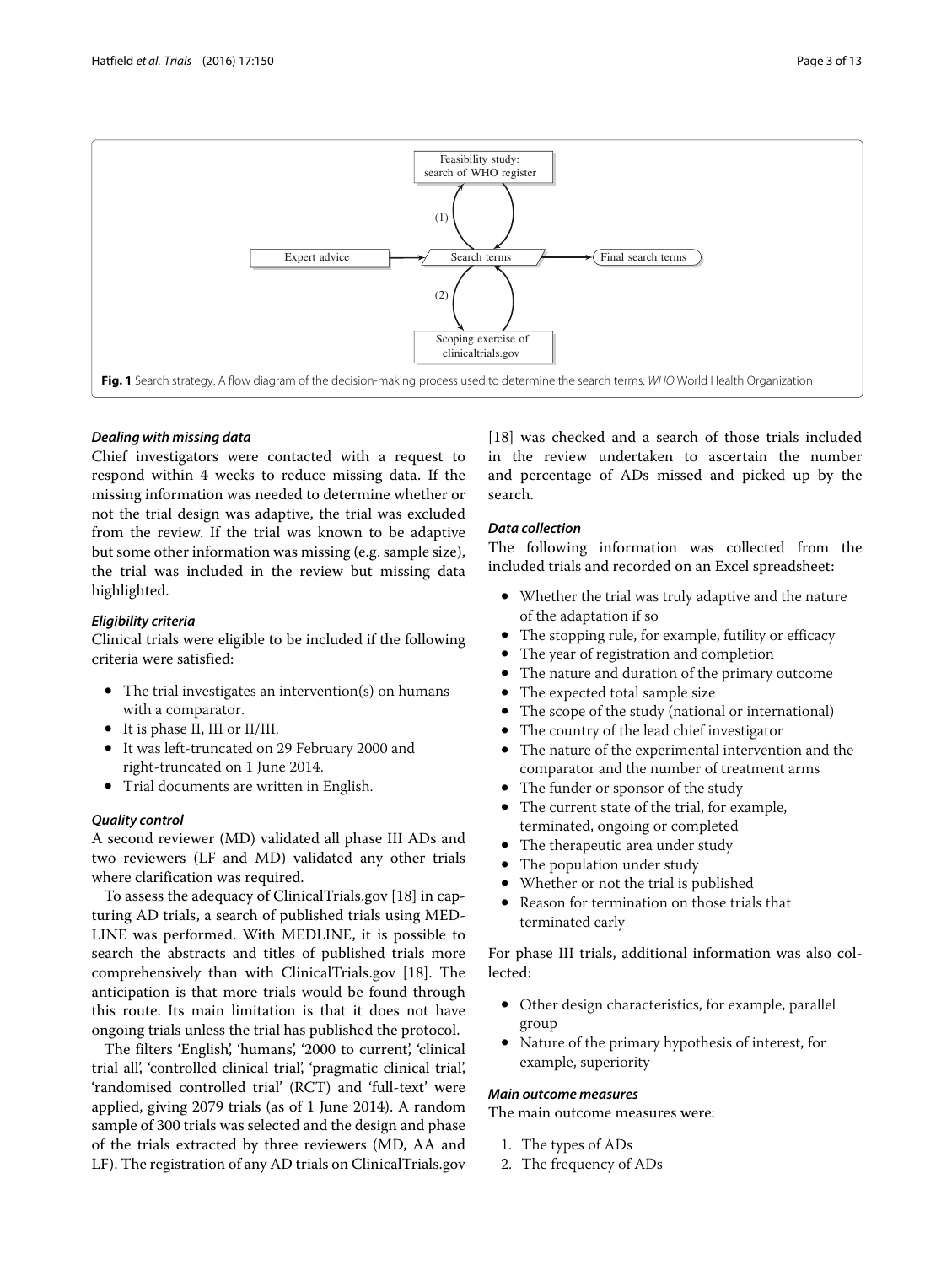Fig. 1 Search strategy. A flow diagram of the decision-making process used to determine the search terms. *WHO* World Health Organization

### *Dealing with missing data*

Chief investigators were contacted with a request to respond within 4 weeks to reduce missing data. If the missing information was needed to determine whether or not the trial design was adaptive, the trial was excluded from the review. If the trial was known to be adaptive but some other information was missing (e.g. sample size), the trial was included in the review but missing data highlighted.

### *Eligibility criteria*

Clinical trials were eligible to be included if the following criteria were satisfied:

- The trial investigates an intervention(s) on humans with a comparator.
- It is phase II, III or II/III.
- It was left-truncated on 29 February 2000 and right-truncated on 1 June 2014.
- Trial documents are written in English.

### *Quality control*

A second reviewer (MD) validated all phase III ADs and two reviewers (LF and MD) validated any other trials where clarification was required.

To assess the adequacy of ClinicalTrials.gov [18] in capturing AD trials, a search of published trials using MEDLINE was performed. With MEDLINE, it is possible to search the abstracts and titles of published trials more comprehensively than with ClinicalTrials.gov [18]. The anticipation is that more trials would be found through this route. Its main limitation is that it does not have ongoing trials unless the trial has published the protocol.

The filters 'English', 'humans', '2000 to current', 'clinical trial all', 'controlled clinical trial', 'pragmatic clinical trial', 'randomised controlled trial' (RCT) and 'full-text' were applied, giving 2079 trials (as of 1 June 2014). A random sample of 300 trials was selected and the design and phase of the trials extracted by three reviewers (MD, AA and LF). The registration of any AD trials on ClinicalTrials.gov [18] was checked and a search of those trials included in the review undertaken to ascertain the number and percentage of ADs missed and picked up by the search.

### *Data collection*

The following information was collected from the included trials and recorded on an Excel spreadsheet:

- Whether the trial was truly adaptive and the nature of the adaptation if so
- The stopping rule, for example, futility or efficacy
- The year of registration and completion
- The nature and duration of the primary outcome
- The expected total sample size
- The scope of the study (national or international)
- The country of the lead chief investigator
- The nature of the experimental intervention and the comparator and the number of treatment arms
- The funder or sponsor of the study
- The current state of the trial, for example, terminated, ongoing or completed
- The therapeutic area under study
- The population under study
- Whether or not the trial is published
- Reason for termination on those trials that terminated early

For phase III trials, additional information was also collected:

- Other design characteristics, for example, parallel group
- Nature of the primary hypothesis of interest, for example, superiority

### *Main outcome measures*

The main outcome measures were:

1. The types of ADs
2. The frequency of ADs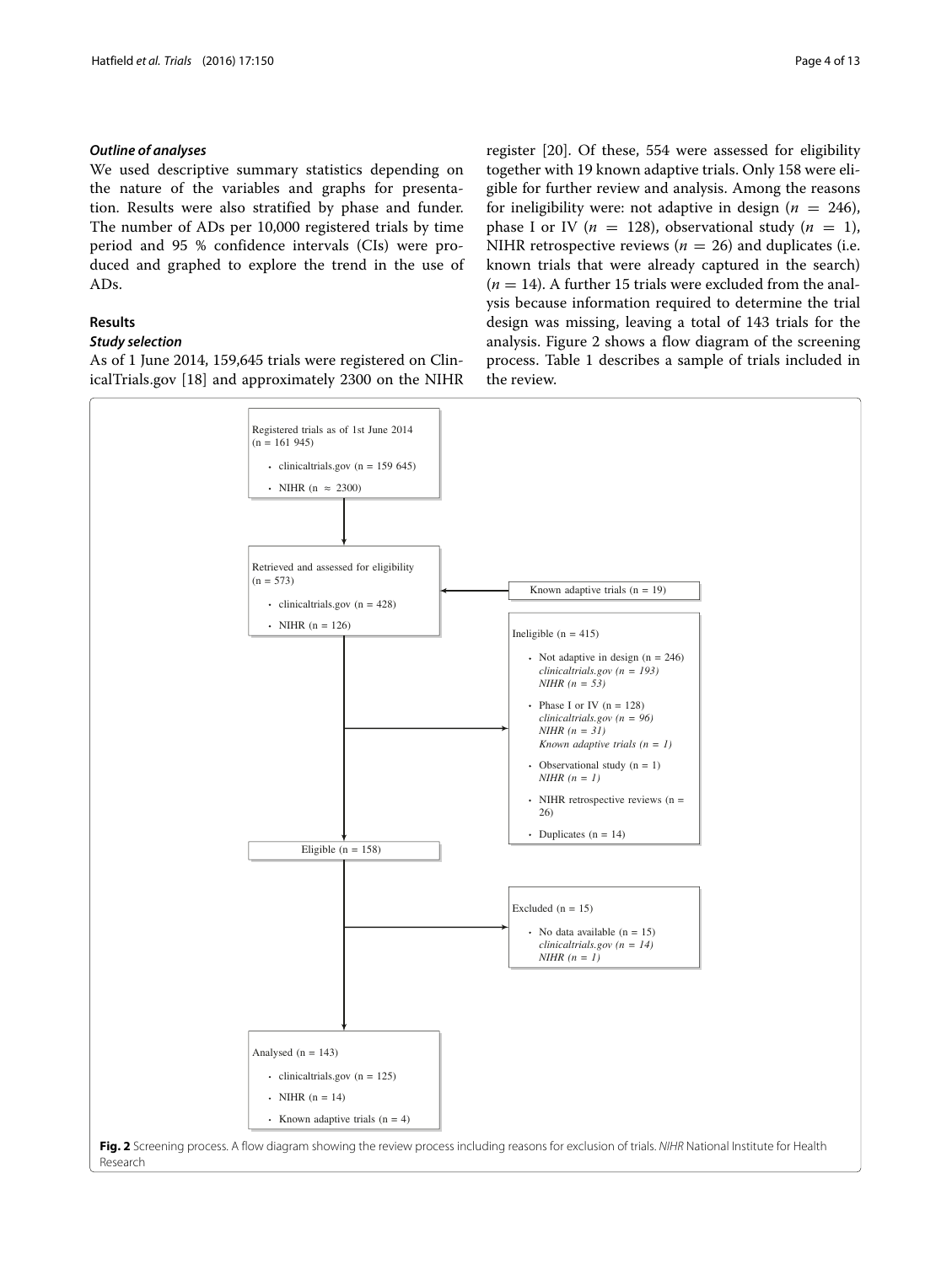### *Outline of analyses*

We used descriptive summary statistics depending on the nature of the variables and graphs for presentation. Results were also stratified by phase and funder. The number of ADs per 10,000 registered trials by time period and 95 % confidence intervals (CIs) were produced and graphed to explore the trend in the use of ADs.

## Results

### *Study selection*

As of 1 June 2014, 159,645 trials were registered on ClinicalTrials.gov [18] and approximately 2300 on the NIHR register [20]. Of these, 554 were assessed for eligibility together with 19 known adaptive trials. Only 158 were eligible for further review and analysis. Among the reasons for ineligibility were: not adaptive in design ($n = 246$), phase I or IV ($n = 128$), observational study ($n = 1$), NIHR retrospective reviews ($n = 26$) and duplicates (i.e. known trials that were already captured in the search) ($n = 14$). A further 15 trials were excluded from the analysis because information required to determine the trial design was missing, leaving a total of 143 trials for the analysis. Figure 2 shows a flow diagram of the screening process. Table 1 describes a sample of trials included in the review.

Registered trials as of 1st June 2014 (n = 161 945)
- clinicaltrials.gov (n = 159 645)
- NIHR (n ≈ 2300)

Retrieved and assessed for eligibility (n = 573)
- clinicaltrials.gov (n = 428)
- NIHR (n = 126)

Known adaptive trials (n = 19)

Ineligible (n = 415)
- Not adaptive in design (n = 246)
  *clinicaltrials.gov (n = 193)*
  *NIHR (n = 53)*
- Phase I or IV (n = 128)
  *clinicaltrials.gov (n = 96)*
  *NIHR (n = 31)*
  *Known adaptive trials (n = 1)*
- Observational study (n = 1)
  *NIHR (n = 1)*
- NIHR retrospective reviews (n = 26)
- Duplicates (n = 14)

Eligible (n = 158)

Excluded (n = 15)
- No data available (n = 15)
  *clinicaltrials.gov (n = 14)*
  *NIHR (n = 1)*

Analysed (n = 143)
- clinicaltrials.gov (n = 125)
- NIHR (n = 14)
- Known adaptive trials (n = 4)

**Fig. 2** Screening process. A flow diagram showing the review process including reasons for exclusion of trials. *NIHR* National Institute for Health Research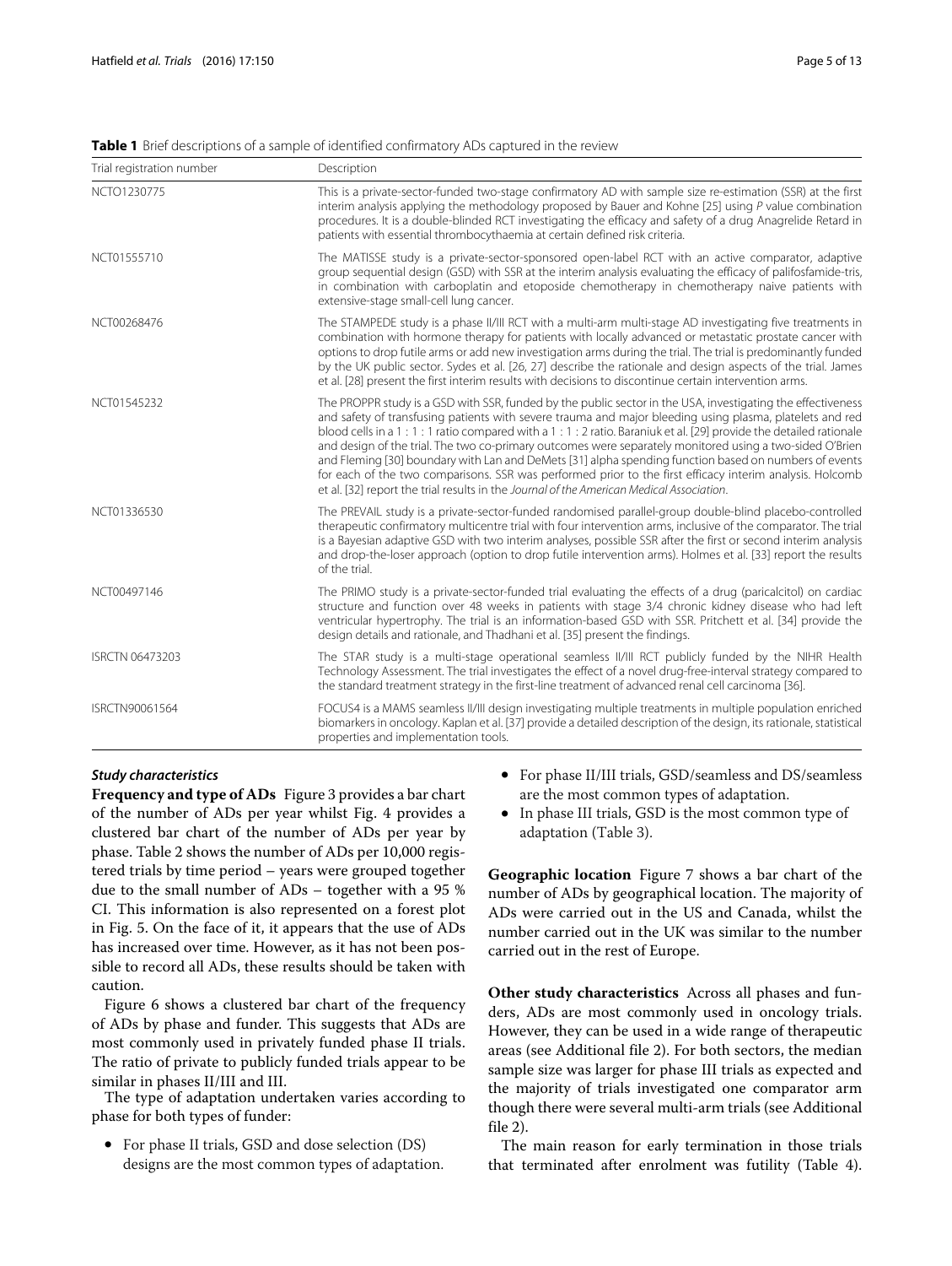**Table 1** Brief descriptions of a sample of identified confirmatory ADs captured in the review

| Trial registration number | Description |
|---|---|
| NCTO1230775 | This is a private-sector-funded two-stage confirmatory AD with sample size re-estimation (SSR) at the first interim analysis applying the methodology proposed by Bauer and Kohne [25] using *P* value combination procedures. It is a double-blinded RCT investigating the efficacy and safety of a drug Anagrelide Retard in patients with essential thrombocythaemia at certain defined risk criteria. |
| NCT01555710 | The MATISSE study is a private-sector-sponsored open-label RCT with an active comparator, adaptive group sequential design (GSD) with SSR at the interim analysis evaluating the efficacy of palifosfamide-tris, in combination with carboplatin and etoposide chemotherapy in chemotherapy naive patients with extensive-stage small-cell lung cancer. |
| NCT00268476 | The STAMPEDE study is a phase II/III RCT with a multi-arm multi-stage AD investigating five treatments in combination with hormone therapy for patients with locally advanced or metastatic prostate cancer with options to drop futile arms or add new investigation arms during the trial. The trial is predominantly funded by the UK public sector. Sydes et al. [26, 27] describe the rationale and design aspects of the trial. James et al. [28] present the first interim results with decisions to discontinue certain intervention arms. |
| NCT01545232 | The PROPPR study is a GSD with SSR, funded by the public sector in the USA, investigating the effectiveness and safety of transfusing patients with severe trauma and major bleeding using plasma, platelets and red blood cells in a 1 : 1 : 1 ratio compared with a 1 : 1 : 2 ratio. Baraniuk et al. [29] provide the detailed rationale and design of the trial. The two co-primary outcomes were separately monitored using a two-sided O'Brien and Fleming [30] boundary with Lan and DeMets [31] alpha spending function based on numbers of events for each of the two comparisons. SSR was performed prior to the first efficacy interim analysis. Holcomb et al. [32] report the trial results in the *Journal of the American Medical Association*. |
| NCT01336530 | The PREVAIL study is a private-sector-funded randomised parallel-group double-blind placebo-controlled therapeutic confirmatory multicentre trial with four intervention arms, inclusive of the comparator. The trial is a Bayesian adaptive GSD with two interim analyses, possible SSR after the first or second interim analysis and drop-the-loser approach (option to drop futile intervention arms). Holmes et al. [33] report the results of the trial. |
| NCT00497146 | The PRIMO study is a private-sector-funded trial evaluating the effects of a drug (paricalcitol) on cardiac structure and function over 48 weeks in patients with stage 3/4 chronic kidney disease who had left ventricular hypertrophy. The trial is an information-based GSD with SSR. Pritchett et al. [34] provide the design details and rationale, and Thadhani et al. [35] present the findings. |
| ISRCTN 06473203 | The STAR study is a multi-stage operational seamless II/III RCT publicly funded by the NIHR Health Technology Assessment. The trial investigates the effect of a novel drug-free-interval strategy compared to the standard treatment strategy in the first-line treatment of advanced renal cell carcinoma [36]. |
| ISRCTN90061564 | FOCUS4 is a MAMS seamless II/III design investigating multiple treatments in multiple population enriched biomarkers in oncology. Kaplan et al. [37] provide a detailed description of the design, its rationale, statistical properties and implementation tools. |

### *Study characteristics*

**Frequency and type of ADs** Figure 3 provides a bar chart of the number of ADs per year whilst Fig. 4 provides a clustered bar chart of the number of ADs per year by phase. Table 2 shows the number of ADs per 10,000 registered trials by time period – years were grouped together due to the small number of ADs – together with a 95 % CI. This information is also represented on a forest plot in Fig. 5. On the face of it, it appears that the use of ADs has increased over time. However, as it has not been possible to record all ADs, these results should be taken with caution.

Figure 6 shows a clustered bar chart of the frequency of ADs by phase and funder. This suggests that ADs are most commonly used in privately funded phase II trials. The ratio of private to publicly funded trials appear to be similar in phases II/III and III.

The type of adaptation undertaken varies according to phase for both types of funder:

- For phase II trials, GSD and dose selection (DS) designs are the most common types of adaptation.
- For phase II/III trials, GSD/seamless and DS/seamless are the most common types of adaptation.
- In phase III trials, GSD is the most common type of adaptation (Table 3).

**Geographic location** Figure 7 shows a bar chart of the number of ADs by geographical location. The majority of ADs were carried out in the US and Canada, whilst the number carried out in the UK was similar to the number carried out in the rest of Europe.

**Other study characteristics** Across all phases and funders, ADs are most commonly used in oncology trials. However, they can be used in a wide range of therapeutic areas (see Additional file 2). For both sectors, the median sample size was larger for phase III trials as expected and the majority of trials investigated one comparator arm though there were several multi-arm trials (see Additional file 2).

The main reason for early termination in those trials that terminated after enrolment was futility (Table 4).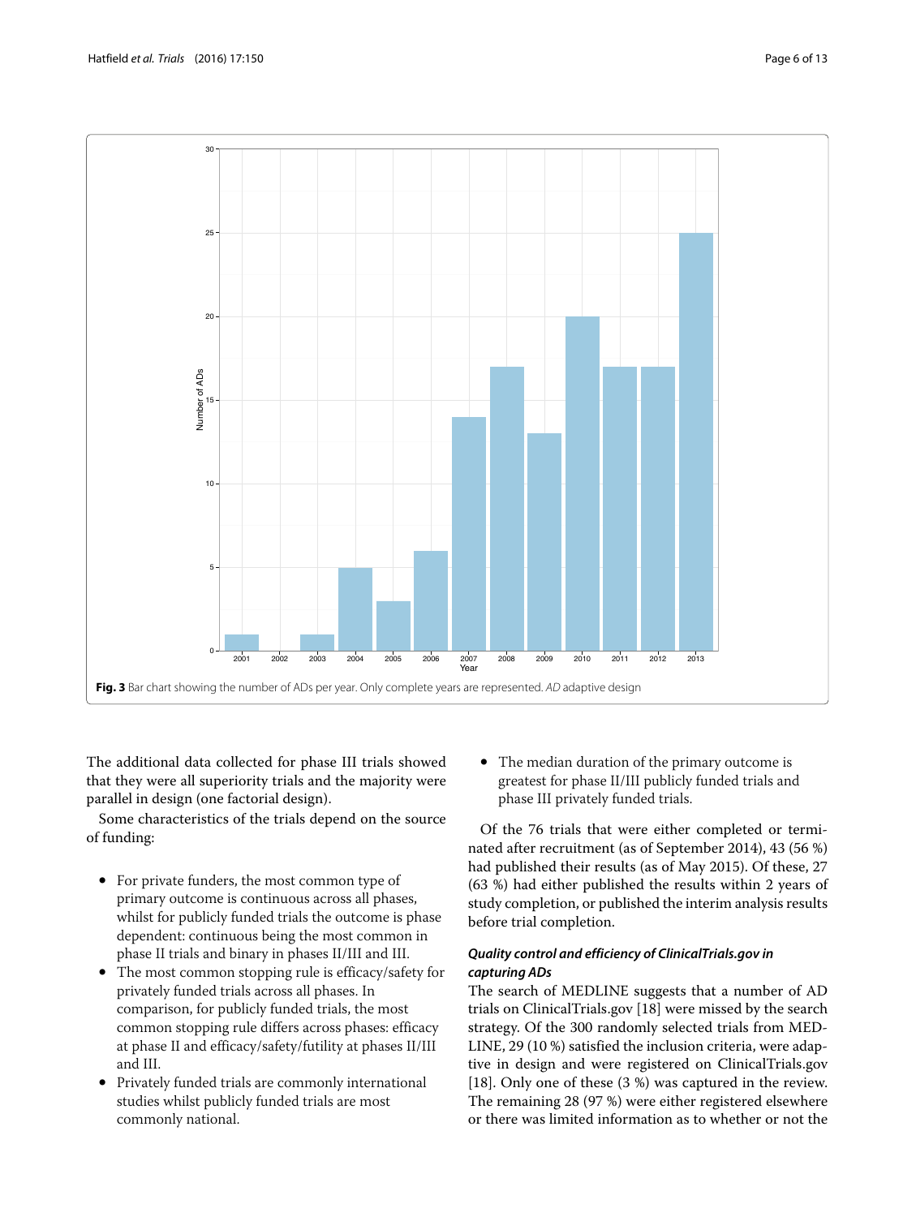**Fig. 3** Bar chart showing the number of ADs per year. Only complete years are represented. *AD* adaptive design

The additional data collected for phase III trials showed that they were all superiority trials and the majority were parallel in design (one factorial design).

Some characteristics of the trials depend on the source of funding:

- For private funders, the most common type of primary outcome is continuous across all phases, whilst for publicly funded trials the outcome is phase dependent: continuous being the most common in phase II trials and binary in phases II/III and III.
- The most common stopping rule is efficacy/safety for privately funded trials across all phases. In comparison, for publicly funded trials, the most common stopping rule differs across phases: efficacy at phase II and efficacy/safety/futility at phases II/III and III.
- Privately funded trials are commonly international studies whilst publicly funded trials are most commonly national.
- The median duration of the primary outcome is greatest for phase II/III publicly funded trials and phase III privately funded trials.

Of the 76 trials that were either completed or terminated after recruitment (as of September 2014), 43 (56 %) had published their results (as of May 2015). Of these, 27 (63 %) had either published the results within 2 years of study completion, or published the interim analysis results before trial completion.

#### *Quality control and efficiency of ClinicalTrials.gov in capturing ADs*

The search of MEDLINE suggests that a number of AD trials on ClinicalTrials.gov [18] were missed by the search strategy. Of the 300 randomly selected trials from MEDLINE, 29 (10 %) satisfied the inclusion criteria, were adaptive in design and were registered on ClinicalTrials.gov [18]. Only one of these (3 %) was captured in the review. The remaining 28 (97 %) were either registered elsewhere or there was limited information as to whether or not the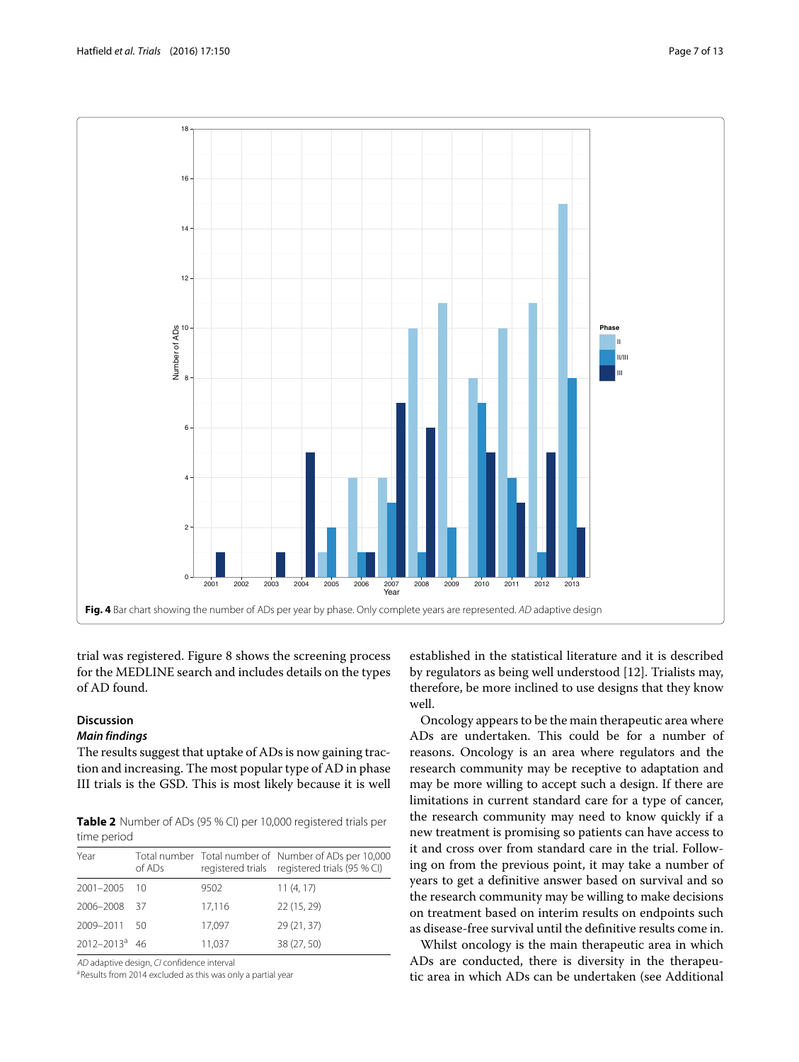Fig. 4 Bar chart showing the number of ADs per year by phase. Only complete years are represented. *AD* adaptive design

trial was registered. Figure 8 shows the screening process for the MEDLINE search and includes details on the types of AD found.

## Discussion

### Main findings

The results suggest that uptake of ADs is now gaining traction and increasing. The most popular type of AD in phase III trials is the GSD. This is most likely because it is well established in the statistical literature and it is described by regulators as being well understood [12]. Trialists may, therefore, be more inclined to use designs that they know well.

**Table 2** Number of ADs (95 % CI) per 10,000 registered trials per time period

| Year | Total number of ADs | Total number of registered trials | Number of ADs per 10,000 registered trials (95 % CI) |
|---|---|---|---|
| 2001–2005 | 10 | 9502 | 11 (4, 17) |
| 2006–2008 | 37 | 17,116 | 22 (15, 29) |
| 2009–2011 | 50 | 17,097 | 29 (21, 37) |
| 2012–2013[a] | 46 | 11,037 | 38 (27, 50) |

*AD* adaptive design, *CI* confidence interval

[a]Results from 2014 excluded as this was only a partial year

Oncology appears to be the main therapeutic area where ADs are undertaken. This could be for a number of reasons. Oncology is an area where regulators and the research community may be receptive to adaptation and may be more willing to accept such a design. If there are limitations in current standard care for a type of cancer, the research community may need to know quickly if a new treatment is promising so patients can have access to it and cross over from standard care in the trial. Following on from the previous point, it may take a number of years to get a definitive answer based on survival and so the research community may be willing to make decisions on treatment based on interim results on endpoints such as disease-free survival until the definitive results come in.

Whilst oncology is the main therapeutic area in which ADs are conducted, there is diversity in the therapeutic area in which ADs can be undertaken (see Additional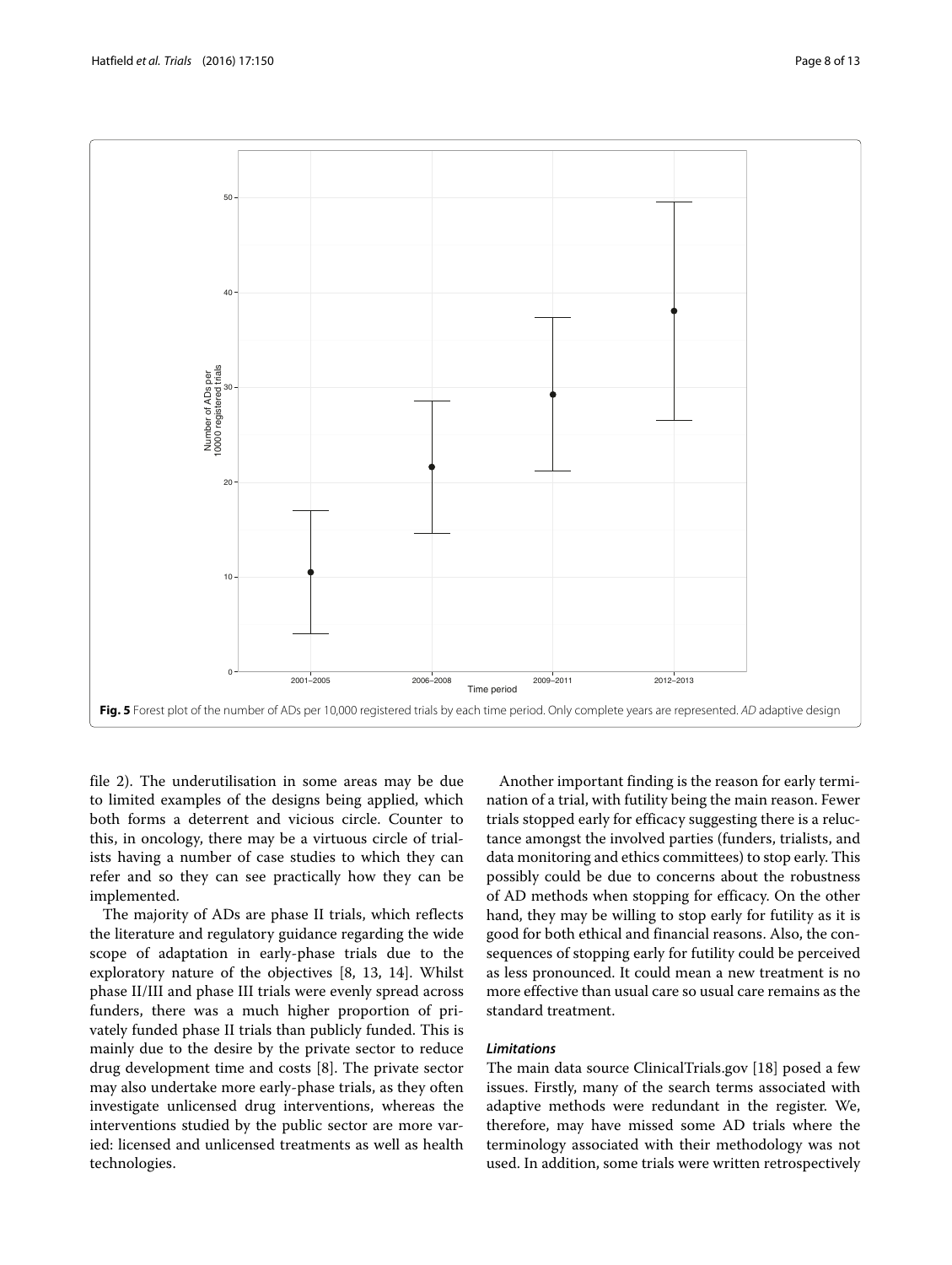Number of ADs per 10000 registered trials

0
10
20
30
40
50

2001–2005
2006–2008
2009–2011
2012–2013

Time period

**Fig. 5** Forest plot of the number of ADs per 10,000 registered trials by each time period. Only complete years are represented. *AD* adaptive design

file 2). The underutilisation in some areas may be due to limited examples of the designs being applied, which both forms a deterrent and vicious circle. Counter to this, in oncology, there may be a virtuous circle of trialists having a number of case studies to which they can refer and so they can see practically how they can be implemented.

The majority of ADs are phase II trials, which reflects the literature and regulatory guidance regarding the wide scope of adaptation in early-phase trials due to the exploratory nature of the objectives [8, 13, 14]. Whilst phase II/III and phase III trials were evenly spread across funders, there was a much higher proportion of privately funded phase II trials than publicly funded. This is mainly due to the desire by the private sector to reduce drug development time and costs [8]. The private sector may also undertake more early-phase trials, as they often investigate unlicensed drug interventions, whereas the interventions studied by the public sector are more varied: licensed and unlicensed treatments as well as health technologies.

Another important finding is the reason for early termination of a trial, with futility being the main reason. Fewer trials stopped early for efficacy suggesting there is a reluctance amongst the involved parties (funders, trialists, and data monitoring and ethics committees) to stop early. This possibly could be due to concerns about the robustness of AD methods when stopping for efficacy. On the other hand, they may be willing to stop early for futility as it is good for both ethical and financial reasons. Also, the consequences of stopping early for futility could be perceived as less pronounced. It could mean a new treatment is no more effective than usual care so usual care remains as the standard treatment.

### *Limitations*

The main data source ClinicalTrials.gov [18] posed a few issues. Firstly, many of the search terms associated with adaptive methods were redundant in the register. We, therefore, may have missed some AD trials where the terminology associated with their methodology was not used. In addition, some trials were written retrospectively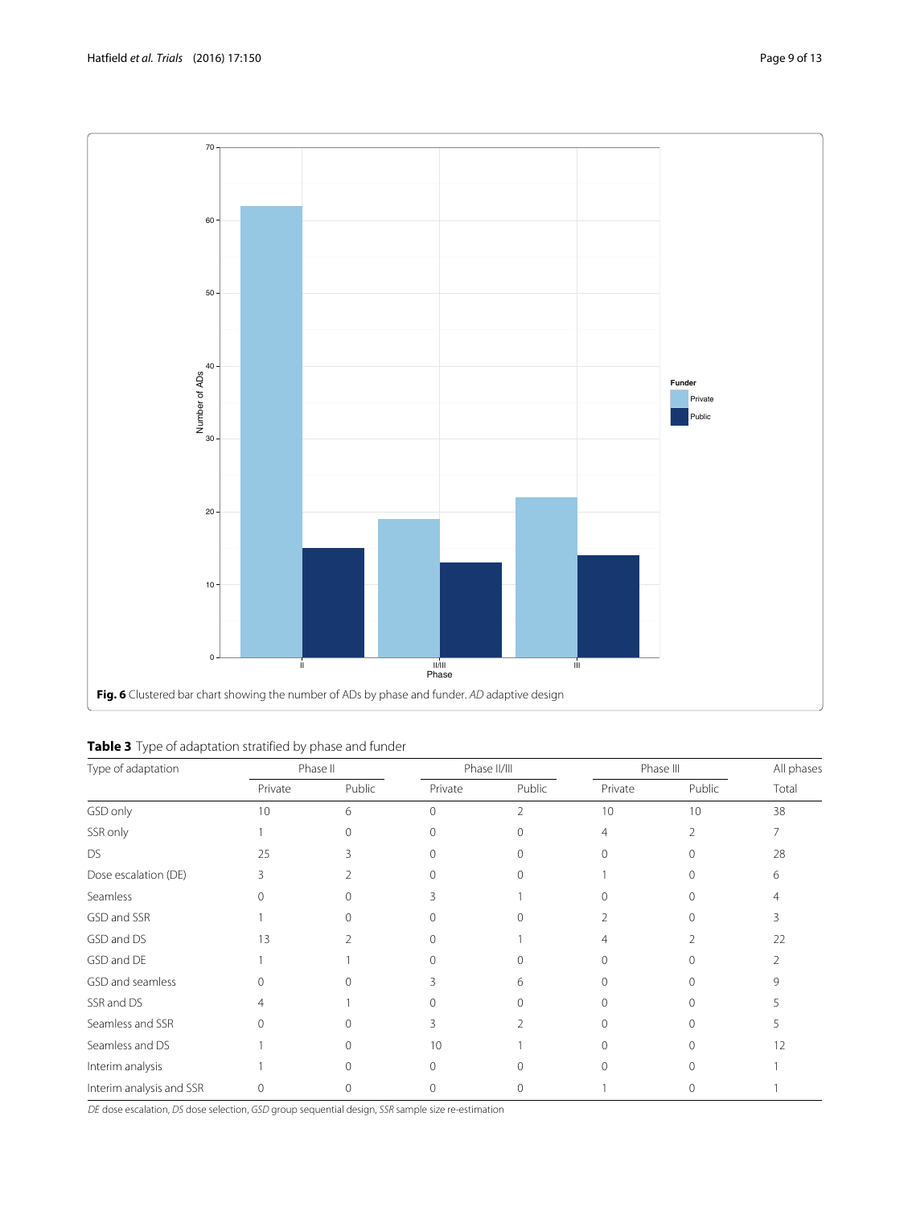**Fig. 6** Clustered bar chart showing the number of ADs by phase and funder. *AD* adaptive design

**Table 3** Type of adaptation stratified by phase and funder

| Type of adaptation | Phase II | | Phase II/III | | Phase III | | All phases |
|---|---|---|---|---|---|---|---|
| | Private | Public | Private | Public | Private | Public | Total |
| GSD only | 10 | 6 | 0 | 2 | 10 | 10 | 38 |
| SSR only | 1 | 0 | 0 | 0 | 4 | 2 | 7 |
| DS | 25 | 3 | 0 | 0 | 0 | 0 | 28 |
| Dose escalation (DE) | 3 | 2 | 0 | 0 | 1 | 0 | 6 |
| Seamless | 0 | 0 | 3 | 1 | 0 | 0 | 4 |
| GSD and SSR | 1 | 0 | 0 | 0 | 2 | 0 | 3 |
| GSD and DS | 13 | 2 | 0 | 1 | 4 | 2 | 22 |
| GSD and DE | 1 | 1 | 0 | 0 | 0 | 0 | 2 |
| GSD and seamless | 0 | 0 | 3 | 6 | 0 | 0 | 9 |
| SSR and DS | 4 | 1 | 0 | 0 | 0 | 0 | 5 |
| Seamless and SSR | 0 | 0 | 3 | 2 | 0 | 0 | 5 |
| Seamless and DS | 1 | 0 | 10 | 1 | 0 | 0 | 12 |
| Interim analysis | 1 | 0 | 0 | 0 | 0 | 0 | 1 |
| Interim analysis and SSR | 0 | 0 | 0 | 0 | 1 | 0 | 1 |

*DE* dose escalation, *DS* dose selection, *GSD* group sequential design, *SSR* sample size re-estimation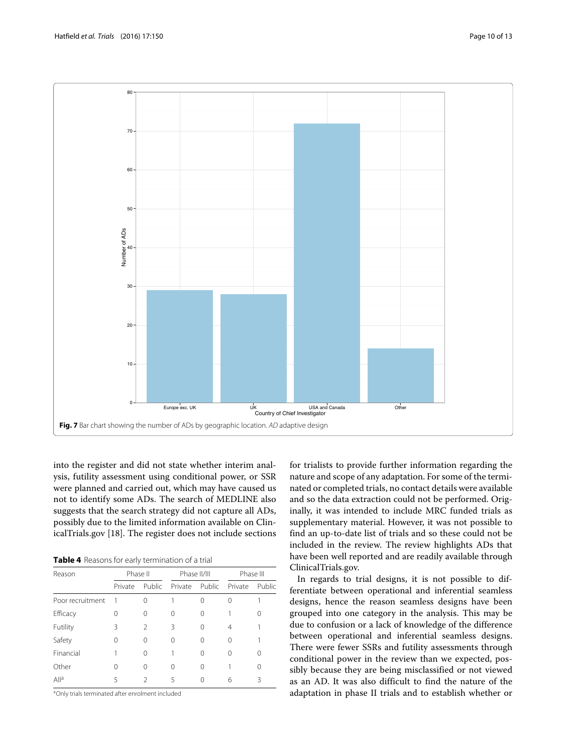Fig. 7 Bar chart showing the number of ADs by geographic location. *AD* adaptive design

into the register and did not state whether interim analysis, futility assessment using conditional power, or SSR were planned and carried out, which may have caused us not to identify some ADs. The search of MEDLINE also suggests that the search strategy did not capture all ADs, possibly due to the limited information available on ClinicalTrials.gov [18]. The register does not include sections for trialists to provide further information regarding the nature and scope of any adaptation. For some of the terminated or completed trials, no contact details were available and so the data extraction could not be performed. Originally, it was intended to include MRC funded trials as supplementary material. However, it was not possible to find an up-to-date list of trials and so these could not be included in the review. The review highlights ADs that have been well reported and are readily available through ClinicalTrials.gov.

**Table 4** Reasons for early termination of a trial

| Reason | Phase II | | Phase II/III | | Phase III | |
|---|---|---|---|---|---|---|
| | Private | Public | Private | Public | Private | Public |
| Poor recruitment | 1 | 0 | 1 | 0 | 0 | 1 |
| Efficacy | 0 | 0 | 0 | 0 | 1 | 0 |
| Futility | 3 | 2 | 3 | 0 | 4 | 1 |
| Safety | 0 | 0 | 0 | 0 | 0 | 1 |
| Financial | 1 | 0 | 1 | 0 | 0 | 0 |
| Other | 0 | 0 | 0 | 0 | 1 | 0 |
| All[a] | 5 | 2 | 5 | 0 | 6 | 3 |

[a]Only trials terminated after enrolment included

In regards to trial designs, it is not possible to differentiate between operational and inferential seamless designs, hence the reason seamless designs have been grouped into one category in the analysis. This may be due to confusion or a lack of knowledge of the difference between operational and inferential seamless designs. There were fewer SSRs and futility assessments through conditional power in the review than we expected, possibly because they are being misclassified or not viewed as an AD. It was also difficult to find the nature of the adaptation in phase II trials and to establish whether or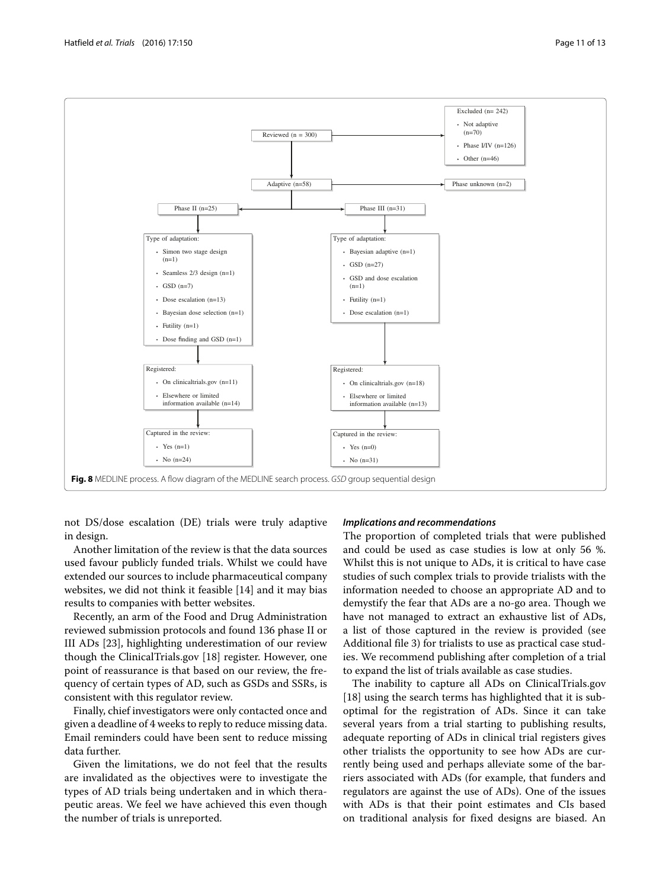Excluded (n= 242)

- Not adaptive (n=70)
- Phase I/IV (n=126)
- Other (n=46)

Reviewed (n = 300)

Adaptive (n=58)

Phase unknown (n=2)

Phase II (n=25)

Type of adaptation:

- Simon two stage design (n=1)
- Seamless 2/3 design (n=1)
- GSD (n=7)
- Dose escalation (n=13)
- Bayesian dose selection (n=1)
- Futility (n=1)
- Dose finding and GSD (n=1)

Registered:

- On clinicaltrials.gov (n=11)
- Elsewhere or limited information available (n=14)

Captured in the review:

- Yes (n=1)
- No (n=24)

Phase III (n=31)

Type of adaptation:

- Bayesian adaptive (n=1)
- GSD (n=27)
- GSD and dose escalation (n=1)
- Futility (n=1)
- Dose escalation (n=1)

Registered:

- On clinicaltrials.gov (n=18)
- Elsewhere or limited information available (n=13)

Captured in the review:

- Yes (n=0)
- No (n=31)

**Fig. 8** MEDLINE process. A flow diagram of the MEDLINE search process. *GSD* group sequential design

not DS/dose escalation (DE) trials were truly adaptive in design.

Another limitation of the review is that the data sources used favour publicly funded trials. Whilst we could have extended our sources to include pharmaceutical company websites, we did not think it feasible [14] and it may bias results to companies with better websites.

Recently, an arm of the Food and Drug Administration reviewed submission protocols and found 136 phase II or III ADs [23], highlighting underestimation of our review though the ClinicalTrials.gov [18] register. However, one point of reassurance is that based on our review, the frequency of certain types of AD, such as GSDs and SSRs, is consistent with this regulator review.

Finally, chief investigators were only contacted once and given a deadline of 4 weeks to reply to reduce missing data. Email reminders could have been sent to reduce missing data further.

Given the limitations, we do not feel that the results are invalidated as the objectives were to investigate the types of AD trials being undertaken and in which therapeutic areas. We feel we have achieved this even though the number of trials is unreported.

### *Implications and recommendations*

The proportion of completed trials that were published and could be used as case studies is low at only 56 %. Whilst this is not unique to ADs, it is critical to have case studies of such complex trials to provide trialists with the information needed to choose an appropriate AD and to demystify the fear that ADs are a no-go area. Though we have not managed to extract an exhaustive list of ADs, a list of those captured in the review is provided (see Additional file 3) for trialists to use as practical case studies. We recommend publishing after completion of a trial to expand the list of trials available as case studies.

The inability to capture all ADs on ClinicalTrials.gov [18] using the search terms has highlighted that it is suboptimal for the registration of ADs. Since it can take several years from a trial starting to publishing results, adequate reporting of ADs in clinical trial registers gives other trialists the opportunity to see how ADs are currently being used and perhaps alleviate some of the barriers associated with ADs (for example, that funders and regulators are against the use of ADs). One of the issues with ADs is that their point estimates and CIs based on traditional analysis for fixed designs are biased. An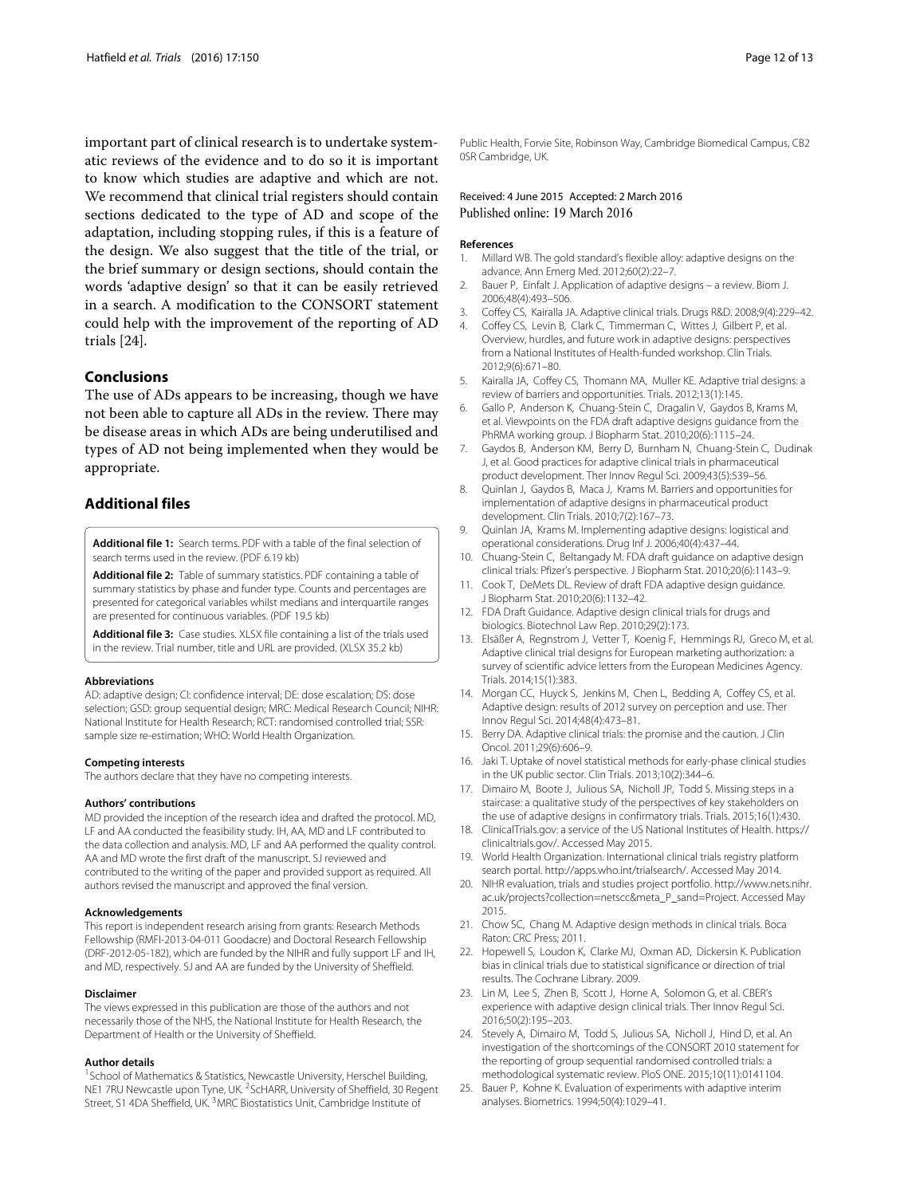important part of clinical research is to undertake systematic reviews of the evidence and to do so it is important to know which studies are adaptive and which are not. We recommend that clinical trial registers should contain sections dedicated to the type of AD and scope of the adaptation, including stopping rules, if this is a feature of the design. We also suggest that the title of the trial, or the brief summary or design sections, should contain the words 'adaptive design' so that it can be easily retrieved in a search. A modification to the CONSORT statement could help with the improvement of the reporting of AD trials [24].

## Conclusions

The use of ADs appears to be increasing, though we have not been able to capture all ADs in the review. There may be disease areas in which ADs are being underutilised and types of AD not being implemented when they would be appropriate.

## Additional files

**Additional file 1:** Search terms. PDF with a table of the final selection of search terms used in the review. (PDF 6.19 kb)

**Additional file 2:** Table of summary statistics. PDF containing a table of summary statistics by phase and funder type. Counts and percentages are presented for categorical variables whilst medians and interquartile ranges are presented for continuous variables. (PDF 19.5 kb)

**Additional file 3:** Case studies. XLSX file containing a list of the trials used in the review. Trial number, title and URL are provided. (XLSX 35.2 kb)

#### Abbreviations

AD: adaptive design; CI: confidence interval; DE: dose escalation; DS: dose selection; GSD: group sequential design; MRC: Medical Research Council; NIHR: National Institute for Health Research; RCT: randomised controlled trial; SSR: sample size re-estimation; WHO: World Health Organization.

#### Competing interests

The authors declare that they have no competing interests.

#### Authors' contributions

MD provided the inception of the research idea and drafted the protocol. MD, LF and AA conducted the feasibility study. IH, AA, MD and LF contributed to the data collection and analysis. MD, LF and AA performed the quality control. AA and MD wrote the first draft of the manuscript. SJ reviewed and contributed to the writing of the paper and provided support as required. All authors revised the manuscript and approved the final version.

#### Acknowledgements

This report is independent research arising from grants: Research Methods Fellowship (RMFI-2013-04-011 Goodacre) and Doctoral Research Fellowship (DRF-2012-05-182), which are funded by the NIHR and fully support LF and IH, and MD, respectively. SJ and AA are funded by the University of Sheffield.

#### Disclaimer

The views expressed in this publication are those of the authors and not necessarily those of the NHS, the National Institute for Health Research, the Department of Health or the University of Sheffield.

#### Author details

[1]School of Mathematics & Statistics, Newcastle University, Herschel Building, NE1 7RU Newcastle upon Tyne, UK. [2]ScHARR, University of Sheffield, 30 Regent Street, S1 4DA Sheffield, UK. [3]MRC Biostatistics Unit, Cambridge Institute of Public Health, Forvie Site, Robinson Way, Cambridge Biomedical Campus, CB2 0SR Cambridge, UK.

Received: 4 June 2015 Accepted: 2 March 2016
Published online: 19 March 2016

#### References

1. Millard WB. The gold standard's flexible alloy: adaptive designs on the advance. Ann Emerg Med. 2012;60(2):22–7.
2. Bauer P, Einfalt J. Application of adaptive designs – a review. Biom J. 2006;48(4):493–506.
3. Coffey CS, Kairalla JA. Adaptive clinical trials. Drugs R&D. 2008;9(4):229–42.
4. Coffey CS, Levin B, Clark C, Timmerman C, Wittes J, Gilbert P, et al. Overview, hurdles, and future work in adaptive designs: perspectives from a National Institutes of Health-funded workshop. Clin Trials. 2012;9(6):671–80.
5. Kairalla JA, Coffey CS, Thomann MA, Muller KE. Adaptive trial designs: a review of barriers and opportunities. Trials. 2012;13(1):145.
6. Gallo P, Anderson K, Chuang-Stein C, Dragalin V, Gaydos B, Krams M, et al. Viewpoints on the FDA draft adaptive designs guidance from the PhRMA working group. J Biopharm Stat. 2010;20(6):1115–24.
7. Gaydos B, Anderson KM, Berry D, Burnham N, Chuang-Stein C, Dudinak J, et al. Good practices for adaptive clinical trials in pharmaceutical product development. Ther Innov Regul Sci. 2009;43(5):539–56.
8. Quinlan J, Gaydos B, Maca J, Krams M. Barriers and opportunities for implementation of adaptive designs in pharmaceutical product development. Clin Trials. 2010;7(2):167–73.
9. Quinlan JA, Krams M. Implementing adaptive designs: logistical and operational considerations. Drug Inf J. 2006;40(4):437–44.
10. Chuang-Stein C, Beltangady M. FDA draft guidance on adaptive design clinical trials: Pfizer's perspective. J Biopharm Stat. 2010;20(6):1143–9.
11. Cook T, DeMets DL. Review of draft FDA adaptive design guidance. J Biopharm Stat. 2010;20(6):1132–42.
12. FDA Draft Guidance. Adaptive design clinical trials for drugs and biologics. Biotechnol Law Rep. 2010;29(2):173.
13. Elsäßer A, Regnstrom J, Vetter T, Koenig F, Hemmings RJ, Greco M, et al. Adaptive clinical trial designs for European marketing authorization: a survey of scientific advice letters from the European Medicines Agency. Trials. 2014;15(1):383.
14. Morgan CC, Huyck S, Jenkins M, Chen L, Bedding A, Coffey CS, et al. Adaptive design: results of 2012 survey on perception and use. Ther Innov Regul Sci. 2014;48(4):473–81.
15. Berry DA. Adaptive clinical trials: the promise and the caution. J Clin Oncol. 2011;29(6):606–9.
16. Jaki T. Uptake of novel statistical methods for early-phase clinical studies in the UK public sector. Clin Trials. 2013;10(2):344–6.
17. Dimairo M, Boote J, Julious SA, Nicholl JP, Todd S. Missing steps in a staircase: a qualitative study of the perspectives of key stakeholders on the use of adaptive designs in confirmatory trials. Trials. 2015;16(1):430.
18. ClinicalTrials.gov: a service of the US National Institutes of Health. https://clinicaltrials.gov/. Accessed May 2015.
19. World Health Organization. International clinical trials registry platform search portal. http://apps.who.int/trialsearch/. Accessed May 2014.
20. NIHR evaluation, trials and studies project portfolio. http://www.nets.nihr.ac.uk/projects?collection=netscc&meta_P_sand=Project. Accessed May 2015.
21. Chow SC, Chang M. Adaptive design methods in clinical trials. Boca Raton: CRC Press; 2011.
22. Hopewell S, Loudon K, Clarke MJ, Oxman AD, Dickersin K. Publication bias in clinical trials due to statistical significance or direction of trial results. The Cochrane Library. 2009.
23. Lin M, Lee S, Zhen B, Scott J, Horne A, Solomon G, et al. CBER's experience with adaptive design clinical trials. Ther Innov Regul Sci. 2016;50(2):195–203.
24. Stevely A, Dimairo M, Todd S, Julious SA, Nicholl J, Hind D, et al. An investigation of the shortcomings of the CONSORT 2010 statement for the reporting of group sequential randomised controlled trials: a methodological systematic review. PloS ONE. 2015;10(11):0141104.
25. Bauer P, Kohne K. Evaluation of experiments with adaptive interim analyses. Biometrics. 1994;50(4):1029–41.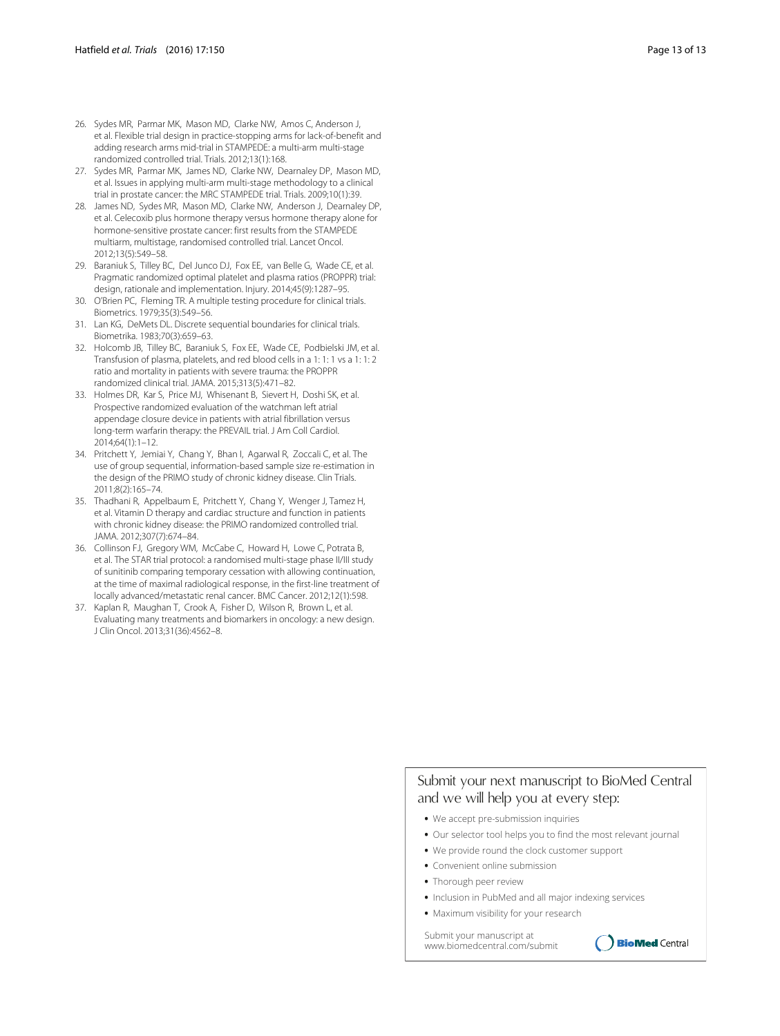26. Sydes MR, Parmar MK, Mason MD, Clarke NW, Amos C, Anderson J, et al. Flexible trial design in practice-stopping arms for lack-of-benefit and adding research arms mid-trial in STAMPEDE: a multi-arm multi-stage randomized controlled trial. Trials. 2012;13(1):168.
27. Sydes MR, Parmar MK, James ND, Clarke NW, Dearnaley DP, Mason MD, et al. Issues in applying multi-arm multi-stage methodology to a clinical trial in prostate cancer: the MRC STAMPEDE trial. Trials. 2009;10(1):39.
28. James ND, Sydes MR, Mason MD, Clarke NW, Anderson J, Dearnaley DP, et al. Celecoxib plus hormone therapy versus hormone therapy alone for hormone-sensitive prostate cancer: first results from the STAMPEDE multiarm, multistage, randomised controlled trial. Lancet Oncol. 2012;13(5):549–58.
29. Baraniuk S, Tilley BC, Del Junco DJ, Fox EE, van Belle G, Wade CE, et al. Pragmatic randomized optimal platelet and plasma ratios (PROPPR) trial: design, rationale and implementation. Injury. 2014;45(9):1287–95.
30. O'Brien PC, Fleming TR. A multiple testing procedure for clinical trials. Biometrics. 1979;35(3):549–56.
31. Lan KG, DeMets DL. Discrete sequential boundaries for clinical trials. Biometrika. 1983;70(3):659–63.
32. Holcomb JB, Tilley BC, Baraniuk S, Fox EE, Wade CE, Podbielski JM, et al. Transfusion of plasma, platelets, and red blood cells in a 1: 1: 1 vs a 1: 1: 2 ratio and mortality in patients with severe trauma: the PROPPR randomized clinical trial. JAMA. 2015;313(5):471–82.
33. Holmes DR, Kar S, Price MJ, Whisenant B, Sievert H, Doshi SK, et al. Prospective randomized evaluation of the watchman left atrial appendage closure device in patients with atrial fibrillation versus long-term warfarin therapy: the PREVAIL trial. J Am Coll Cardiol. 2014;64(1):1–12.
34. Pritchett Y, Jemiai Y, Chang Y, Bhan I, Agarwal R, Zoccali C, et al. The use of group sequential, information-based sample size re-estimation in the design of the PRIMO study of chronic kidney disease. Clin Trials. 2011;8(2):165–74.
35. Thadhani R, Appelbaum E, Pritchett Y, Chang Y, Wenger J, Tamez H, et al. Vitamin D therapy and cardiac structure and function in patients with chronic kidney disease: the PRIMO randomized controlled trial. JAMA. 2012;307(7):674–84.
36. Collinson FJ, Gregory WM, McCabe C, Howard H, Lowe C, Potrata B, et al. The STAR trial protocol: a randomised multi-stage phase II/III study of sunitinib comparing temporary cessation with allowing continuation, at the time of maximal radiological response, in the first-line treatment of locally advanced/metastatic renal cancer. BMC Cancer. 2012;12(1):598.
37. Kaplan R, Maughan T, Crook A, Fisher D, Wilson R, Brown L, et al. Evaluating many treatments and biomarkers in oncology: a new design. J Clin Oncol. 2013;31(36):4562–8.

Submit your next manuscript to BioMed Central and we will help you at every step:

- We accept pre-submission inquiries
- Our selector tool helps you to find the most relevant journal
- We provide round the clock customer support
- Convenient online submission
- Thorough peer review
- Inclusion in PubMed and all major indexing services
- Maximum visibility for your research

Submit your manuscript at www.biomedcentral.com/submit

BioMed Central